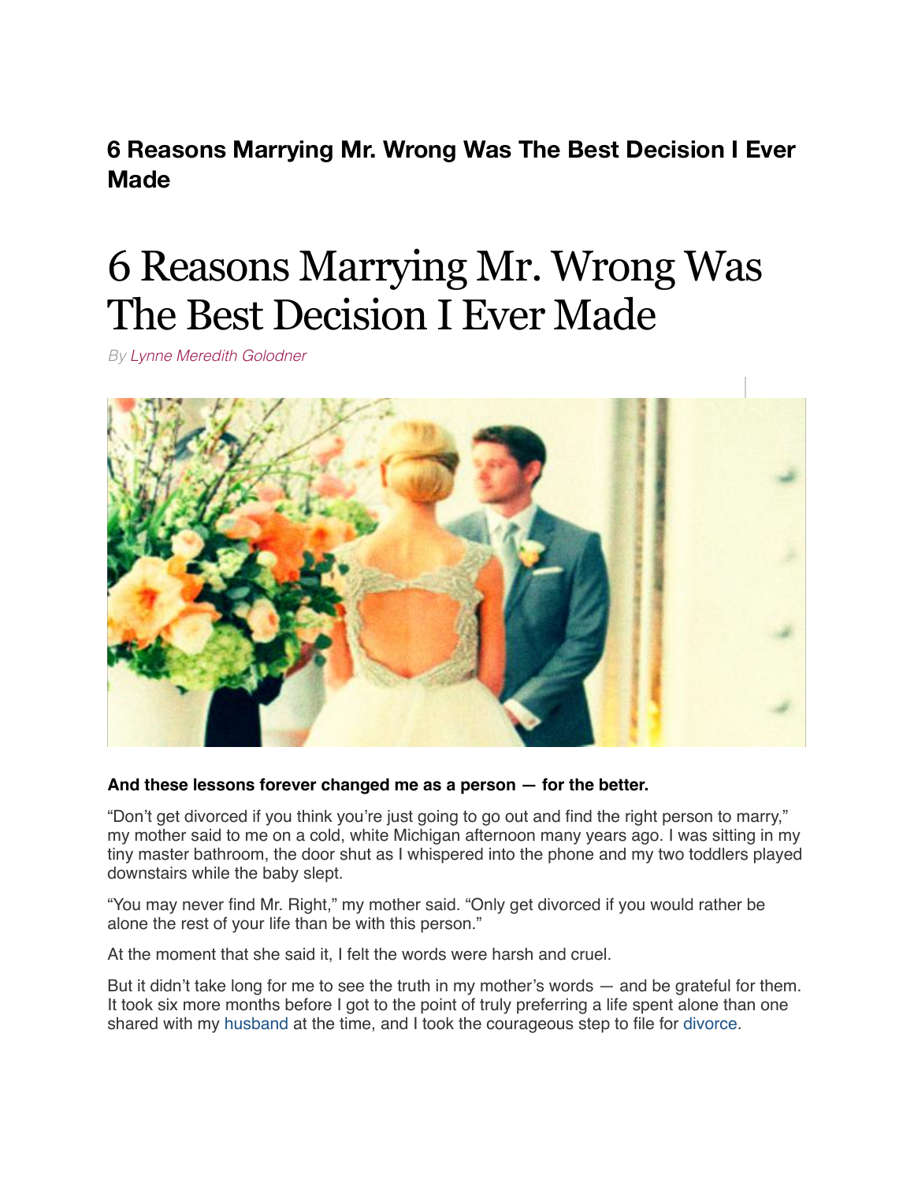**6 Reasons Marrying Mr. Wrong Was The Best Decision I Ever Made**

# 6 Reasons Marrying Mr. Wrong Was The Best Decision I Ever Made

*By Lynne Meredith Golodner*

**And these lessons forever changed me as a person — for the better.**

"Don't get divorced if you think you're just going to go out and find the right person to marry," my mother said to me on a cold, white Michigan afternoon many years ago. I was sitting in my tiny master bathroom, the door shut as I whispered into the phone and my two toddlers played downstairs while the baby slept.

"You may never find Mr. Right," my mother said. "Only get divorced if you would rather be alone the rest of your life than be with this person."

At the moment that she said it, I felt the words were harsh and cruel.

But it didn't take long for me to see the truth in my mother's words — and be grateful for them. It took six more months before I got to the point of truly preferring a life spent alone than one shared with my husband at the time, and I took the courageous step to file for divorce.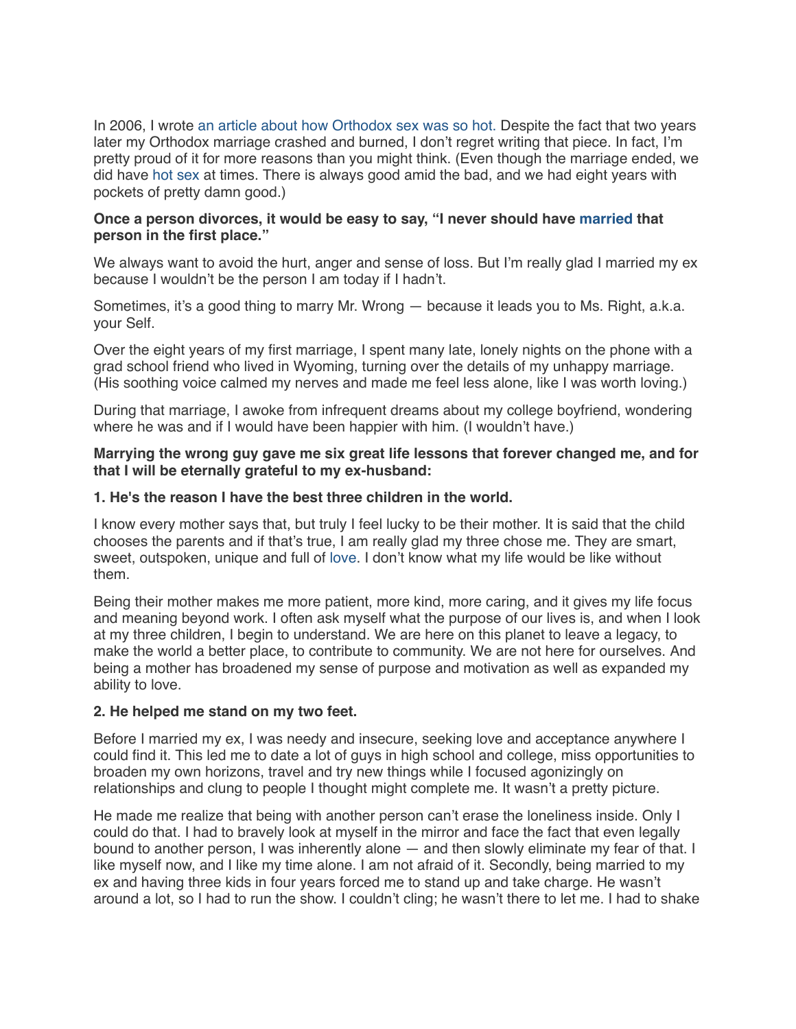In 2006, I wrote an article about how Orthodox sex was so hot. Despite the fact that two years later my Orthodox marriage crashed and burned, I don't regret writing that piece. In fact, I'm pretty proud of it for more reasons than you might think. (Even though the marriage ended, we did have hot sex at times. There is always good amid the bad, and we had eight years with pockets of pretty damn good.)

**Once a person divorces, it would be easy to say, "I never should have married that person in the first place."**

We always want to avoid the hurt, anger and sense of loss. But I'm really glad I married my ex because I wouldn't be the person I am today if I hadn't.

Sometimes, it's a good thing to marry Mr. Wrong — because it leads you to Ms. Right, a.k.a. your Self.

Over the eight years of my first marriage, I spent many late, lonely nights on the phone with a grad school friend who lived in Wyoming, turning over the details of my unhappy marriage. (His soothing voice calmed my nerves and made me feel less alone, like I was worth loving.)

During that marriage, I awoke from infrequent dreams about my college boyfriend, wondering where he was and if I would have been happier with him. (I wouldn't have.)

**Marrying the wrong guy gave me six great life lessons that forever changed me, and for that I will be eternally grateful to my ex-husband:**

**1. He's the reason I have the best three children in the world.**

I know every mother says that, but truly I feel lucky to be their mother. It is said that the child chooses the parents and if that's true, I am really glad my three chose me. They are smart, sweet, outspoken, unique and full of love. I don't know what my life would be like without them.

Being their mother makes me more patient, more kind, more caring, and it gives my life focus and meaning beyond work. I often ask myself what the purpose of our lives is, and when I look at my three children, I begin to understand. We are here on this planet to leave a legacy, to make the world a better place, to contribute to community. We are not here for ourselves. And being a mother has broadened my sense of purpose and motivation as well as expanded my ability to love.

**2. He helped me stand on my two feet.**

Before I married my ex, I was needy and insecure, seeking love and acceptance anywhere I could find it. This led me to date a lot of guys in high school and college, miss opportunities to broaden my own horizons, travel and try new things while I focused agonizingly on relationships and clung to people I thought might complete me. It wasn't a pretty picture.

He made me realize that being with another person can't erase the loneliness inside. Only I could do that. I had to bravely look at myself in the mirror and face the fact that even legally bound to another person, I was inherently alone — and then slowly eliminate my fear of that. I like myself now, and I like my time alone. I am not afraid of it. Secondly, being married to my ex and having three kids in four years forced me to stand up and take charge. He wasn't around a lot, so I had to run the show. I couldn't cling; he wasn't there to let me. I had to shake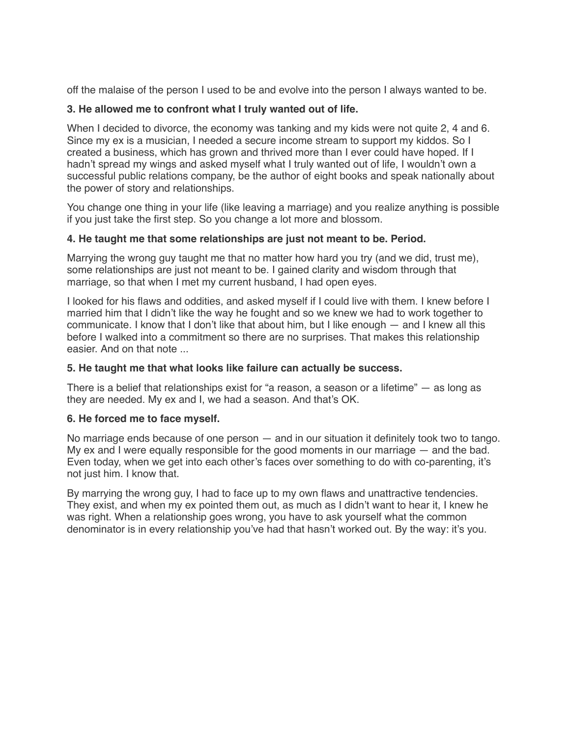off the malaise of the person I used to be and evolve into the person I always wanted to be.

**3. He allowed me to confront what I truly wanted out of life.**

When I decided to divorce, the economy was tanking and my kids were not quite 2, 4 and 6. Since my ex is a musician, I needed a secure income stream to support my kiddos. So I created a business, which has grown and thrived more than I ever could have hoped. If I hadn't spread my wings and asked myself what I truly wanted out of life, I wouldn't own a successful public relations company, be the author of eight books and speak nationally about the power of story and relationships.

You change one thing in your life (like leaving a marriage) and you realize anything is possible if you just take the first step. So you change a lot more and blossom.

**4. He taught me that some relationships are just not meant to be. Period.**

Marrying the wrong guy taught me that no matter how hard you try (and we did, trust me), some relationships are just not meant to be. I gained clarity and wisdom through that marriage, so that when I met my current husband, I had open eyes.

I looked for his flaws and oddities, and asked myself if I could live with them. I knew before I married him that I didn't like the way he fought and so we knew we had to work together to communicate. I know that I don't like that about him, but I like enough — and I knew all this before I walked into a commitment so there are no surprises. That makes this relationship easier. And on that note ...

**5. He taught me that what looks like failure can actually be success.**

There is a belief that relationships exist for "a reason, a season or a lifetime" — as long as they are needed. My ex and I, we had a season. And that's OK.

**6. He forced me to face myself.**

No marriage ends because of one person — and in our situation it definitely took two to tango. My ex and I were equally responsible for the good moments in our marriage — and the bad. Even today, when we get into each other's faces over something to do with co-parenting, it's not just him. I know that.

By marrying the wrong guy, I had to face up to my own flaws and unattractive tendencies. They exist, and when my ex pointed them out, as much as I didn't want to hear it, I knew he was right. When a relationship goes wrong, you have to ask yourself what the common denominator is in every relationship you've had that hasn't worked out. By the way: it's you.